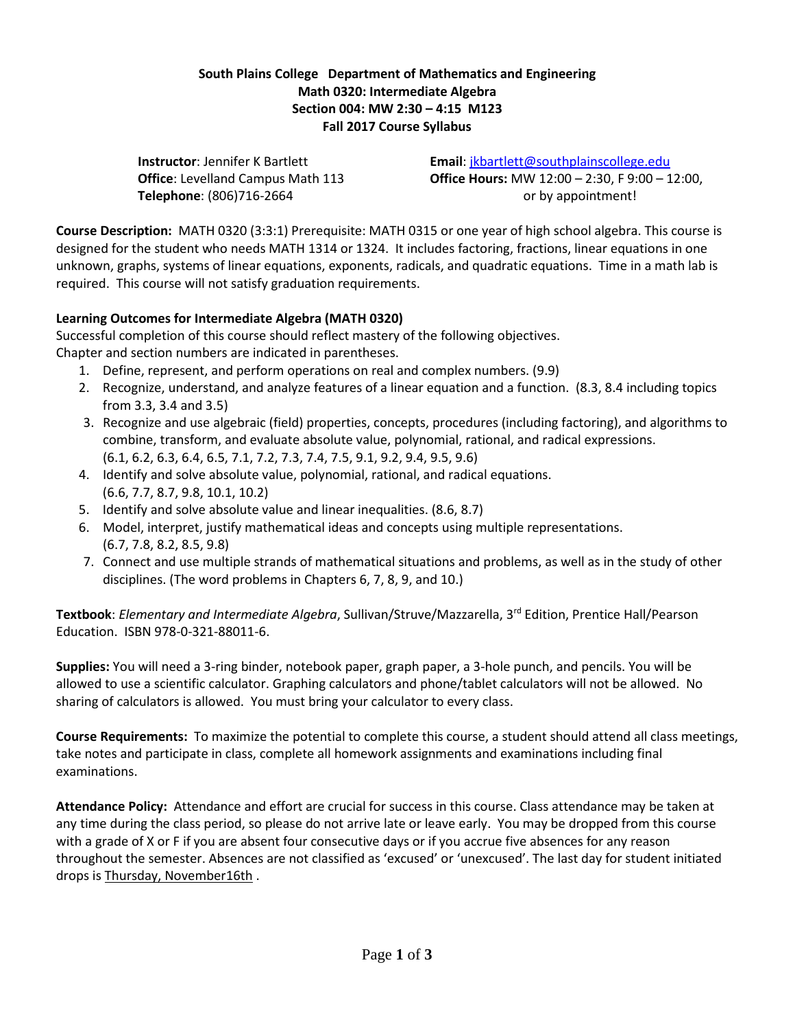**South Plains College Department of Mathematics and Engineering**
**Math 0320: Intermediate Algebra**
**Section 004: MW 2:30 – 4:15 M123**
**Fall 2017 Course Syllabus**

**Instructor**: Jennifer K Bartlett
**Office**: Levelland Campus Math 113
**Telephone**: (806)716-2664

**Email**: jkbartlett@southplainscollege.edu
**Office Hours:** MW 12:00 – 2:30, F 9:00 – 12:00, or by appointment!

**Course Description:** MATH 0320 (3:3:1) Prerequisite: MATH 0315 or one year of high school algebra. This course is designed for the student who needs MATH 1314 or 1324. It includes factoring, fractions, linear equations in one unknown, graphs, systems of linear equations, exponents, radicals, and quadratic equations. Time in a math lab is required. This course will not satisfy graduation requirements.

**Learning Outcomes for Intermediate Algebra (MATH 0320)**

Successful completion of this course should reflect mastery of the following objectives.
Chapter and section numbers are indicated in parentheses.

1. Define, represent, and perform operations on real and complex numbers. (9.9)
2. Recognize, understand, and analyze features of a linear equation and a function. (8.3, 8.4 including topics from 3.3, 3.4 and 3.5)
3. Recognize and use algebraic (field) properties, concepts, procedures (including factoring), and algorithms to combine, transform, and evaluate absolute value, polynomial, rational, and radical expressions. (6.1, 6.2, 6.3, 6.4, 6.5, 7.1, 7.2, 7.3, 7.4, 7.5, 9.1, 9.2, 9.4, 9.5, 9.6)
4. Identify and solve absolute value, polynomial, rational, and radical equations. (6.6, 7.7, 8.7, 9.8, 10.1, 10.2)
5. Identify and solve absolute value and linear inequalities. (8.6, 8.7)
6. Model, interpret, justify mathematical ideas and concepts using multiple representations. (6.7, 7.8, 8.2, 8.5, 9.8)
7. Connect and use multiple strands of mathematical situations and problems, as well as in the study of other disciplines. (The word problems in Chapters 6, 7, 8, 9, and 10.)

**Textbook**: *Elementary and Intermediate Algebra*, Sullivan/Struve/Mazzarella, 3rd Edition, Prentice Hall/Pearson Education. ISBN 978-0-321-88011-6.

**Supplies:** You will need a 3-ring binder, notebook paper, graph paper, a 3-hole punch, and pencils. You will be allowed to use a scientific calculator. Graphing calculators and phone/tablet calculators will not be allowed. No sharing of calculators is allowed. You must bring your calculator to every class.

**Course Requirements:** To maximize the potential to complete this course, a student should attend all class meetings, take notes and participate in class, complete all homework assignments and examinations including final examinations.

**Attendance Policy:** Attendance and effort are crucial for success in this course. Class attendance may be taken at any time during the class period, so please do not arrive late or leave early. You may be dropped from this course with a grade of X or F if you are absent four consecutive days or if you accrue five absences for any reason throughout the semester. Absences are not classified as 'excused' or 'unexcused'. The last day for student initiated drops is Thursday, November16th .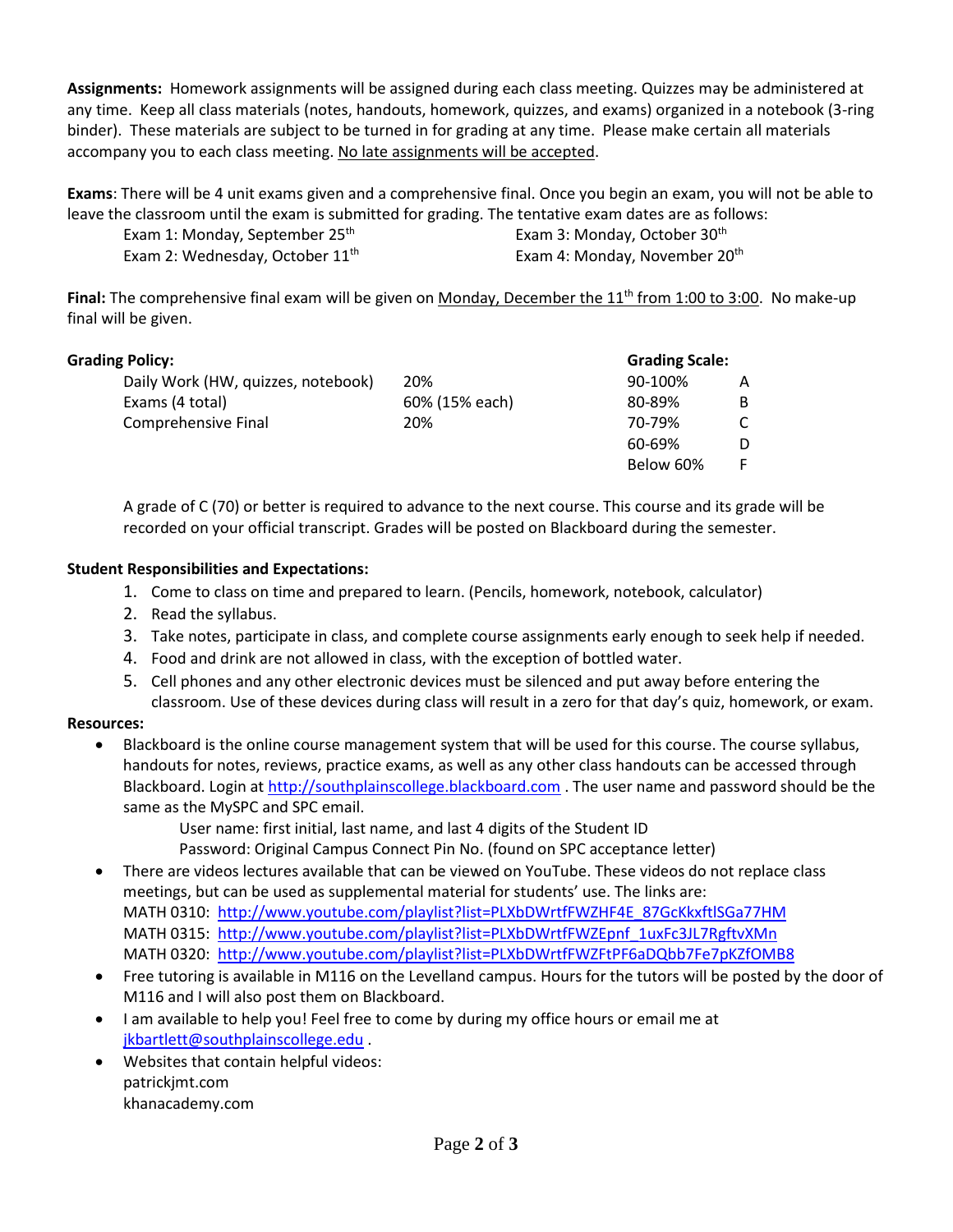**Assignments:** Homework assignments will be assigned during each class meeting. Quizzes may be administered at any time. Keep all class materials (notes, handouts, homework, quizzes, and exams) organized in a notebook (3-ring binder). These materials are subject to be turned in for grading at any time. Please make certain all materials accompany you to each class meeting. No late assignments will be accepted.

**Exams**: There will be 4 unit exams given and a comprehensive final. Once you begin an exam, you will not be able to leave the classroom until the exam is submitted for grading. The tentative exam dates are as follows:

- Exam 1: Monday, September 25th
- Exam 2: Wednesday, October 11th
- Exam 3: Monday, October 30th
- Exam 4: Monday, November 20th

**Final:** The comprehensive final exam will be given on Monday, December the 11th from 1:00 to 3:00. No make-up final will be given.

**Grading Policy:**

| Category | Weight |
|---|---|
| Daily Work (HW, quizzes, notebook) | 20% |
| Exams (4 total) | 60% (15% each) |
| Comprehensive Final | 20% |

**Grading Scale:**

| Percentage | Grade |
|---|---|
| 90-100% | A |
| 80-89% | B |
| 70-79% | C |
| 60-69% | D |
| Below 60% | F |

A grade of C (70) or better is required to advance to the next course. This course and its grade will be recorded on your official transcript. Grades will be posted on Blackboard during the semester.

**Student Responsibilities and Expectations:**

1. Come to class on time and prepared to learn. (Pencils, homework, notebook, calculator)
2. Read the syllabus.
3. Take notes, participate in class, and complete course assignments early enough to seek help if needed.
4. Food and drink are not allowed in class, with the exception of bottled water.
5. Cell phones and any other electronic devices must be silenced and put away before entering the classroom. Use of these devices during class will result in a zero for that day's quiz, homework, or exam.

**Resources:**

- Blackboard is the online course management system that will be used for this course. The course syllabus, handouts for notes, reviews, practice exams, as well as any other class handouts can be accessed through Blackboard. Login at http://southplainscollege.blackboard.com . The user name and password should be the same as the MySPC and SPC email.
  - User name: first initial, last name, and last 4 digits of the Student ID
  - Password: Original Campus Connect Pin No. (found on SPC acceptance letter)
- There are videos lectures available that can be viewed on YouTube. These videos do not replace class meetings, but can be used as supplemental material for students' use. The links are:
  - MATH 0310: http://www.youtube.com/playlist?list=PLXbDWrtfFWZHF4E_87GcKkxftlSGa77HM
  - MATH 0315: http://www.youtube.com/playlist?list=PLXbDWrtfFWZEpnf_1uxFc3JL7RgftvXMn
  - MATH 0320: http://www.youtube.com/playlist?list=PLXbDWrtfFWZFtPF6aDQbb7Fe7pKZfOMB8
- Free tutoring is available in M116 on the Levelland campus. Hours for the tutors will be posted by the door of M116 and I will also post them on Blackboard.
- I am available to help you! Feel free to come by during my office hours or email me at jkbartlett@southplainscollege.edu .
- Websites that contain helpful videos:
  - patrickjmt.com
  - khanacademy.com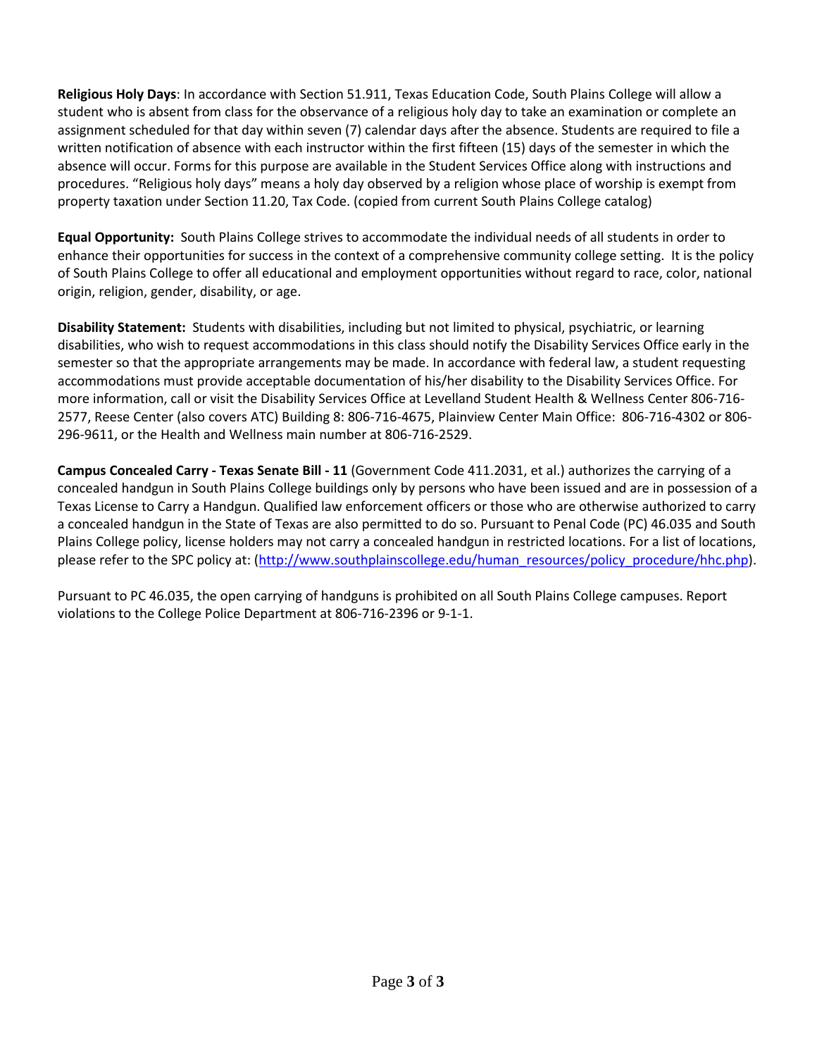**Religious Holy Days**: In accordance with Section 51.911, Texas Education Code, South Plains College will allow a student who is absent from class for the observance of a religious holy day to take an examination or complete an assignment scheduled for that day within seven (7) calendar days after the absence. Students are required to file a written notification of absence with each instructor within the first fifteen (15) days of the semester in which the absence will occur. Forms for this purpose are available in the Student Services Office along with instructions and procedures. "Religious holy days" means a holy day observed by a religion whose place of worship is exempt from property taxation under Section 11.20, Tax Code. (copied from current South Plains College catalog)

**Equal Opportunity:** South Plains College strives to accommodate the individual needs of all students in order to enhance their opportunities for success in the context of a comprehensive community college setting. It is the policy of South Plains College to offer all educational and employment opportunities without regard to race, color, national origin, religion, gender, disability, or age.

**Disability Statement:** Students with disabilities, including but not limited to physical, psychiatric, or learning disabilities, who wish to request accommodations in this class should notify the Disability Services Office early in the semester so that the appropriate arrangements may be made. In accordance with federal law, a student requesting accommodations must provide acceptable documentation of his/her disability to the Disability Services Office. For more information, call or visit the Disability Services Office at Levelland Student Health & Wellness Center 806-716-2577, Reese Center (also covers ATC) Building 8: 806-716-4675, Plainview Center Main Office: 806-716-4302 or 806-296-9611, or the Health and Wellness main number at 806-716-2529.

**Campus Concealed Carry - Texas Senate Bill - 11** (Government Code 411.2031, et al.) authorizes the carrying of a concealed handgun in South Plains College buildings only by persons who have been issued and are in possession of a Texas License to Carry a Handgun. Qualified law enforcement officers or those who are otherwise authorized to carry a concealed handgun in the State of Texas are also permitted to do so. Pursuant to Penal Code (PC) 46.035 and South Plains College policy, license holders may not carry a concealed handgun in restricted locations. For a list of locations, please refer to the SPC policy at: (http://www.southplainscollege.edu/human_resources/policy_procedure/hhc.php).

Pursuant to PC 46.035, the open carrying of handguns is prohibited on all South Plains College campuses. Report violations to the College Police Department at 806-716-2396 or 9-1-1.